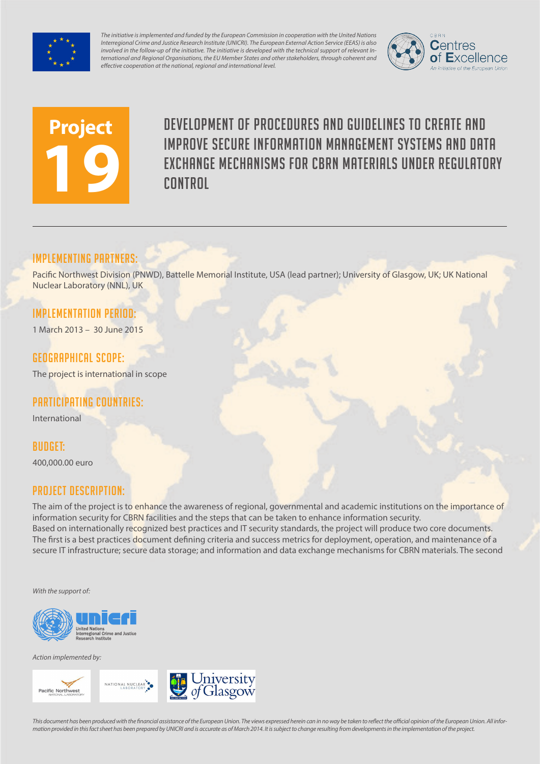*The initiative is implemented and funded by the European Commission in cooperation with the United Nations Interregional Crime and Justice Research Institute (UNICRI). The European External Action Service (EEAS) is also involved in the follow-up of the initiative. The initiative is developed with the technical support of relevant International and Regional Organisations, the EU Member States and other stakeholders, through coherent and effective cooperation at the national, regional and international level.*

CBRN Centres of Excellence
*An initiative of the European Union*

**Project 19**

# DEVELOPMENT OF PROCEDURES AND GUIDELINES TO CREATE AND IMPROVE SECURE INFORMATION MANAGEMENT SYSTEMS AND DATA EXCHANGE MECHANISMS FOR CBRN MATERIALS UNDER REGULATORY CONTROL

## IMPLEMENTING PARTNERS:

Pacific Northwest Division (PNWD), Battelle Memorial Institute, USA (lead partner); University of Glasgow, UK; UK National Nuclear Laboratory (NNL), UK

## IMPLEMENTATION PERIOD:

1 March 2013 – 30 June 2015

## GEOGRAPHICAL SCOPE:

The project is international in scope

## PARTICIPATING COUNTRIES:

International

## BUDGET:

400,000.00 euro

## PROJECT DESCRIPTION:

The aim of the project is to enhance the awareness of regional, governmental and academic institutions on the importance of information security for CBRN facilities and the steps that can be taken to enhance information security.
Based on internationally recognized best practices and IT security standards, the project will produce two core documents. The first is a best practices document defining criteria and success metrics for deployment, operation, and maintenance of a secure IT infrastructure; secure data storage; and information and data exchange mechanisms for CBRN materials. The second

*With the support of:*

unicri
United Nations Interregional Crime and Justice Research Institute

*Action implemented by:*

Pacific Northwest NATIONAL LABORATORY

NATIONAL NUCLEAR LABORATORY

University of Glasgow

*This document has been produced with the financial assistance of the European Union. The views expressed herein can in no way be taken to reflect the official opinion of the European Union. All information provided in this fact sheet has been prepared by UNICRI and is accurate as of March 2014. It is subject to change resulting from developments in the implementation of the project.*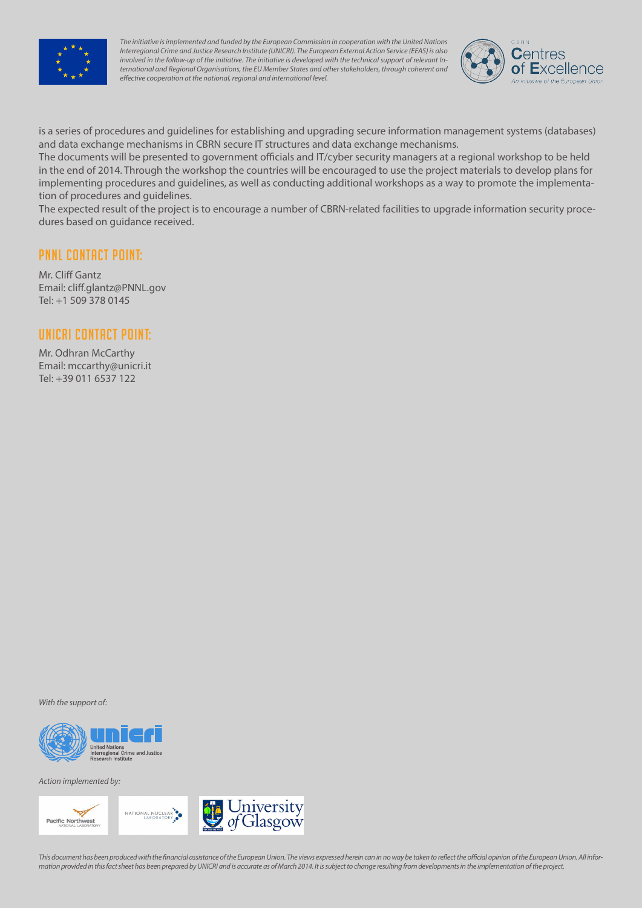*The initiative is implemented and funded by the European Commission in cooperation with the United Nations Interregional Crime and Justice Research Institute (UNICRI). The European External Action Service (EEAS) is also involved in the follow-up of the initiative. The initiative is developed with the technical support of relevant International and Regional Organisations, the EU Member States and other stakeholders, through coherent and effective cooperation at the national, regional and international level.*

CBRN Centres of Excellence
An initiative of the European Union

is a series of procedures and guidelines for establishing and upgrading secure information management systems (databases) and data exchange mechanisms in CBRN secure IT structures and data exchange mechanisms.

The documents will be presented to government officials and IT/cyber security managers at a regional workshop to be held in the end of 2014. Through the workshop the countries will be encouraged to use the project materials to develop plans for implementing procedures and guidelines, as well as conducting additional workshops as a way to promote the implementation of procedures and guidelines.

The expected result of the project is to encourage a number of CBRN-related facilities to upgrade information security procedures based on guidance received.

## PNNL CONTACT POINT:

Mr. Cliff Gantz
Email: cliff.glantz@PNNL.gov
Tel: +1 509 378 0145

## UNICRI CONTACT POINT:

Mr. Odhran McCarthy
Email: mccarthy@unicri.it
Tel: +39 011 6537 122

*With the support of:*

unicri
United Nations Interregional Crime and Justice Research Institute

*Action implemented by:*

Pacific Northwest National Laboratory

National Nuclear Laboratory

University of Glasgow

*This document has been produced with the financial assistance of the European Union. The views expressed herein can in no way be taken to reflect the official opinion of the European Union. All information provided in this fact sheet has been prepared by UNICRI and is accurate as of March 2014. It is subject to change resulting from developments in the implementation of the project.*